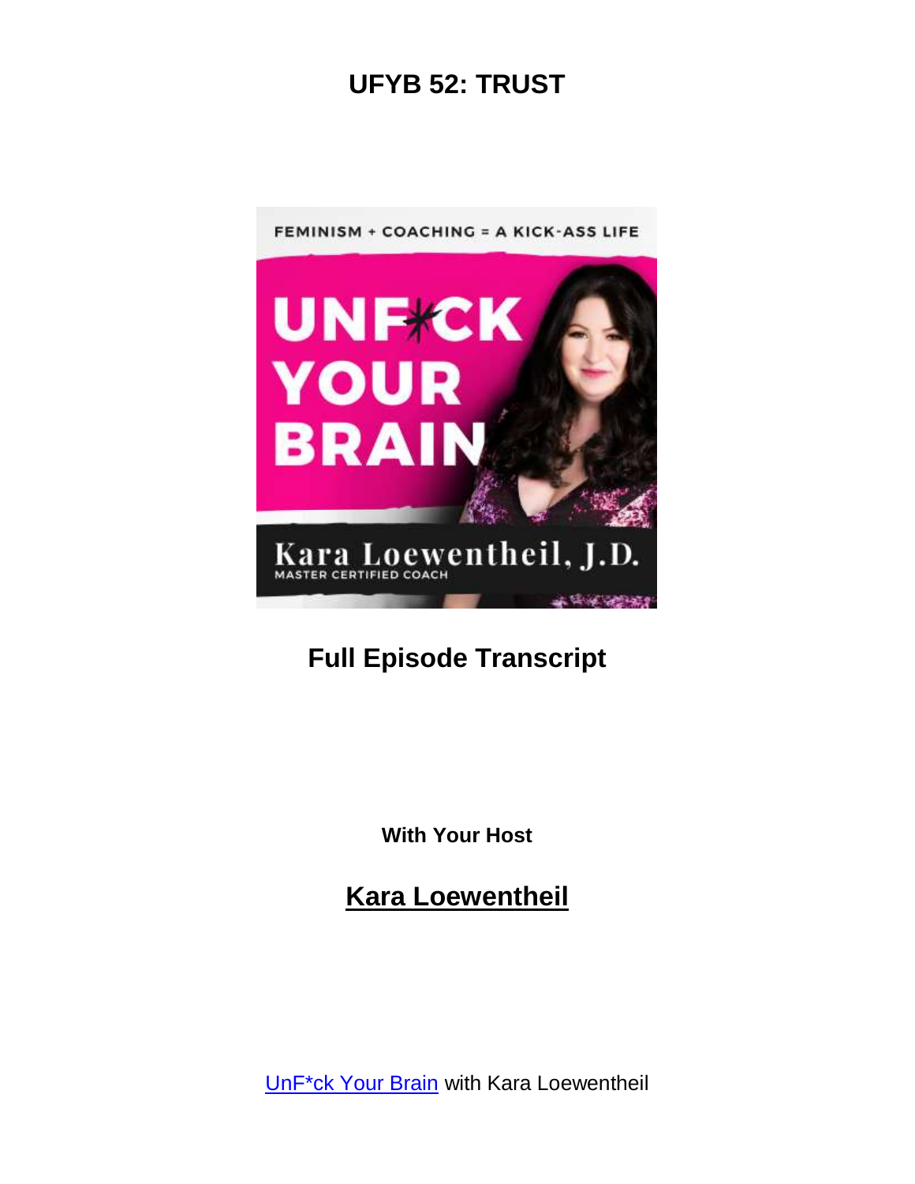# UFYB 52: TRUST

## Full Episode Transcript

**With Your Host**

## Kara Loewentheil

UnF*ck Your Brain with Kara Loewentheil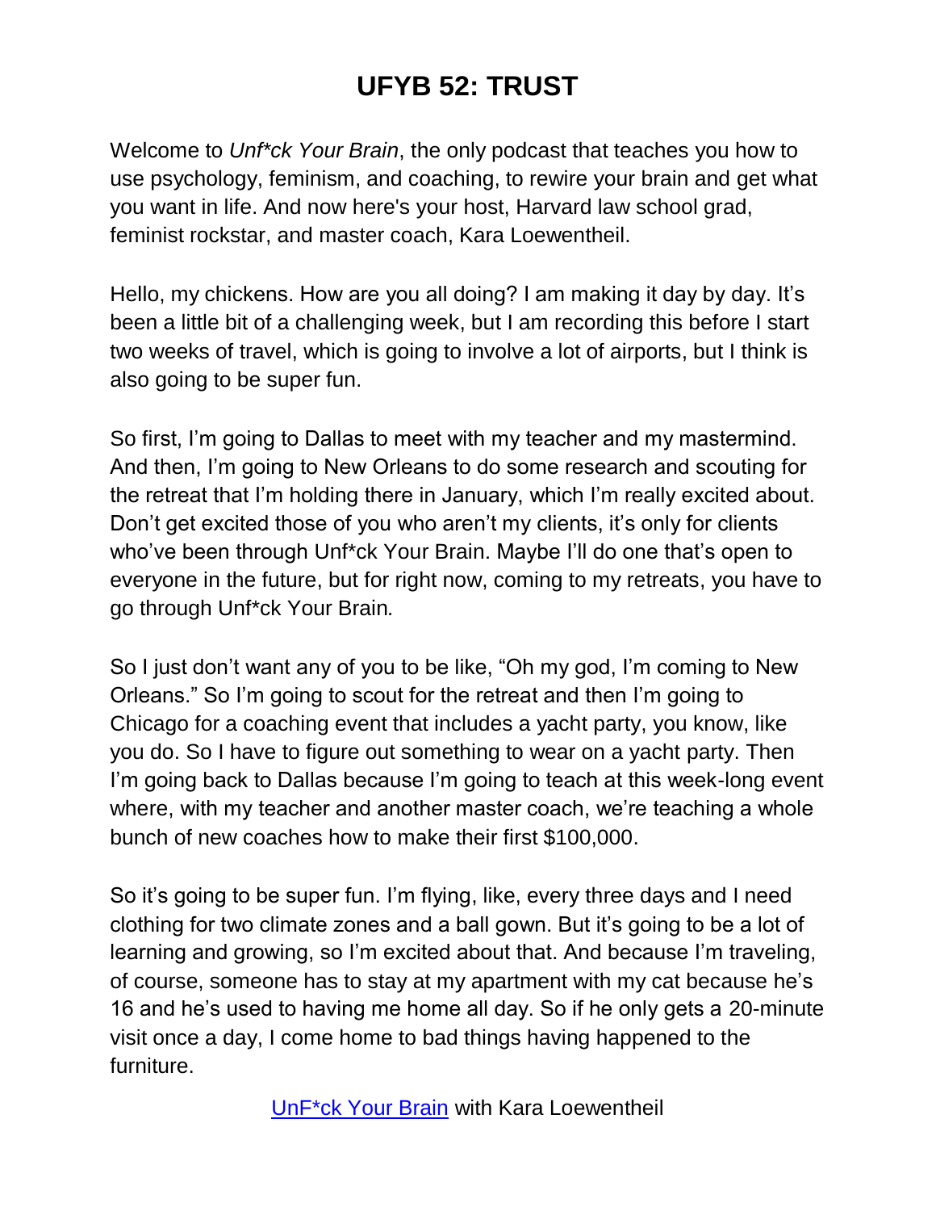# UFYB 52: TRUST

Welcome to *Unf*ck Your Brain*, the only podcast that teaches you how to use psychology, feminism, and coaching, to rewire your brain and get what you want in life. And now here's your host, Harvard law school grad, feminist rockstar, and master coach, Kara Loewentheil.

Hello, my chickens. How are you all doing? I am making it day by day. It's been a little bit of a challenging week, but I am recording this before I start two weeks of travel, which is going to involve a lot of airports, but I think is also going to be super fun.

So first, I'm going to Dallas to meet with my teacher and my mastermind. And then, I'm going to New Orleans to do some research and scouting for the retreat that I'm holding there in January, which I'm really excited about. Don't get excited those of you who aren't my clients, it's only for clients who've been through Unf*ck Your Brain. Maybe I'll do one that's open to everyone in the future, but for right now, coming to my retreats, you have to go through Unf*ck Your Brain.

So I just don't want any of you to be like, "Oh my god, I'm coming to New Orleans." So I'm going to scout for the retreat and then I'm going to Chicago for a coaching event that includes a yacht party, you know, like you do. So I have to figure out something to wear on a yacht party. Then I'm going back to Dallas because I'm going to teach at this week-long event where, with my teacher and another master coach, we're teaching a whole bunch of new coaches how to make their first $100,000.

So it's going to be super fun. I'm flying, like, every three days and I need clothing for two climate zones and a ball gown. But it's going to be a lot of learning and growing, so I'm excited about that. And because I'm traveling, of course, someone has to stay at my apartment with my cat because he's 16 and he's used to having me home all day. So if he only gets a 20-minute visit once a day, I come home to bad things having happened to the furniture.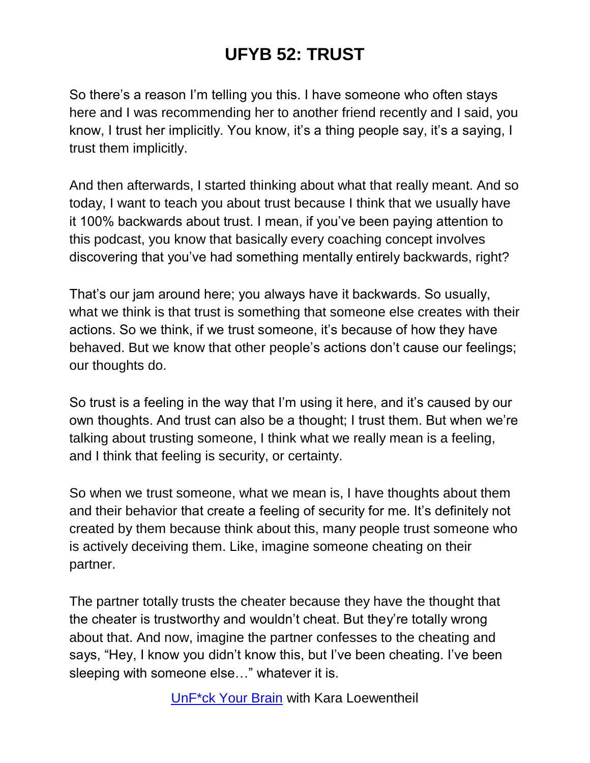So there's a reason I'm telling you this. I have someone who often stays here and I was recommending her to another friend recently and I said, you know, I trust her implicitly. You know, it's a thing people say, it's a saying, I trust them implicitly.

And then afterwards, I started thinking about what that really meant. And so today, I want to teach you about trust because I think that we usually have it 100% backwards about trust. I mean, if you've been paying attention to this podcast, you know that basically every coaching concept involves discovering that you've had something mentally entirely backwards, right?

That's our jam around here; you always have it backwards. So usually, what we think is that trust is something that someone else creates with their actions. So we think, if we trust someone, it's because of how they have behaved. But we know that other people's actions don't cause our feelings; our thoughts do.

So trust is a feeling in the way that I'm using it here, and it's caused by our own thoughts. And trust can also be a thought; I trust them. But when we're talking about trusting someone, I think what we really mean is a feeling, and I think that feeling is security, or certainty.

So when we trust someone, what we mean is, I have thoughts about them and their behavior that create a feeling of security for me. It's definitely not created by them because think about this, many people trust someone who is actively deceiving them. Like, imagine someone cheating on their partner.

The partner totally trusts the cheater because they have the thought that the cheater is trustworthy and wouldn't cheat. But they're totally wrong about that. And now, imagine the partner confesses to the cheating and says, "Hey, I know you didn't know this, but I've been cheating. I've been sleeping with someone else…" whatever it is.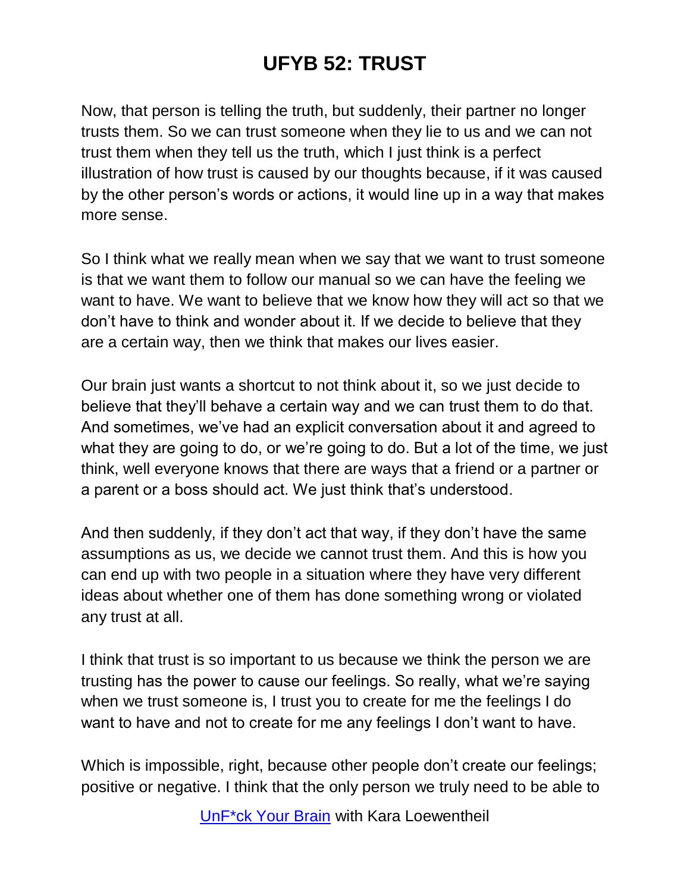Now, that person is telling the truth, but suddenly, their partner no longer trusts them. So we can trust someone when they lie to us and we can not trust them when they tell us the truth, which I just think is a perfect illustration of how trust is caused by our thoughts because, if it was caused by the other person's words or actions, it would line up in a way that makes more sense.

So I think what we really mean when we say that we want to trust someone is that we want them to follow our manual so we can have the feeling we want to have. We want to believe that we know how they will act so that we don't have to think and wonder about it. If we decide to believe that they are a certain way, then we think that makes our lives easier.

Our brain just wants a shortcut to not think about it, so we just decide to believe that they'll behave a certain way and we can trust them to do that. And sometimes, we've had an explicit conversation about it and agreed to what they are going to do, or we're going to do. But a lot of the time, we just think, well everyone knows that there are ways that a friend or a partner or a parent or a boss should act. We just think that's understood.

And then suddenly, if they don't act that way, if they don't have the same assumptions as us, we decide we cannot trust them. And this is how you can end up with two people in a situation where they have very different ideas about whether one of them has done something wrong or violated any trust at all.

I think that trust is so important to us because we think the person we are trusting has the power to cause our feelings. So really, what we're saying when we trust someone is, I trust you to create for me the feelings I do want to have and not to create for me any feelings I don't want to have.

Which is impossible, right, because other people don't create our feelings; positive or negative. I think that the only person we truly need to be able to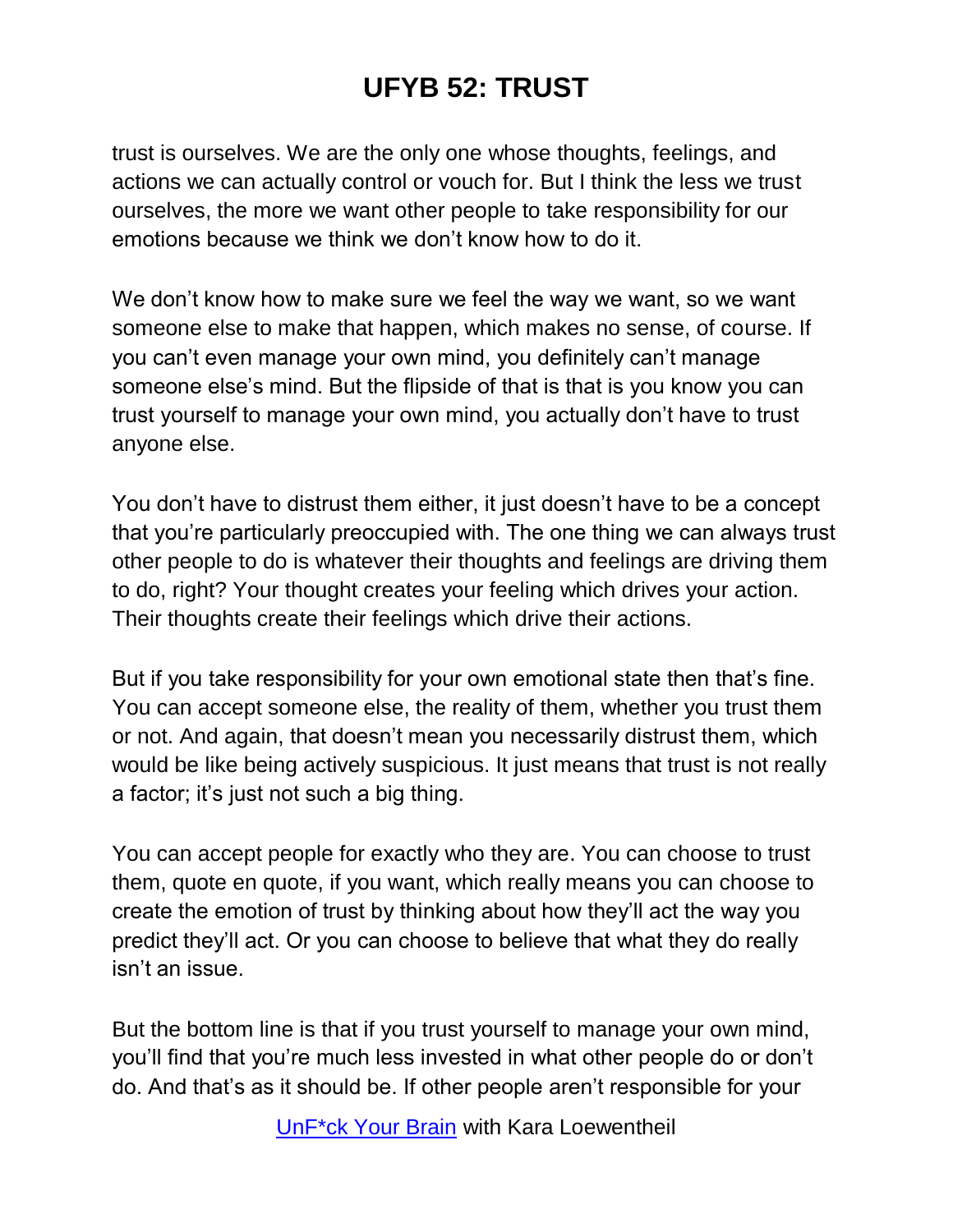trust is ourselves. We are the only one whose thoughts, feelings, and actions we can actually control or vouch for. But I think the less we trust ourselves, the more we want other people to take responsibility for our emotions because we think we don't know how to do it.

We don't know how to make sure we feel the way we want, so we want someone else to make that happen, which makes no sense, of course. If you can't even manage your own mind, you definitely can't manage someone else's mind. But the flipside of that is that is you know you can trust yourself to manage your own mind, you actually don't have to trust anyone else.

You don't have to distrust them either, it just doesn't have to be a concept that you're particularly preoccupied with. The one thing we can always trust other people to do is whatever their thoughts and feelings are driving them to do, right? Your thought creates your feeling which drives your action. Their thoughts create their feelings which drive their actions.

But if you take responsibility for your own emotional state then that's fine. You can accept someone else, the reality of them, whether you trust them or not. And again, that doesn't mean you necessarily distrust them, which would be like being actively suspicious. It just means that trust is not really a factor; it's just not such a big thing.

You can accept people for exactly who they are. You can choose to trust them, quote en quote, if you want, which really means you can choose to create the emotion of trust by thinking about how they'll act the way you predict they'll act. Or you can choose to believe that what they do really isn't an issue.

But the bottom line is that if you trust yourself to manage your own mind, you'll find that you're much less invested in what other people do or don't do. And that's as it should be. If other people aren't responsible for your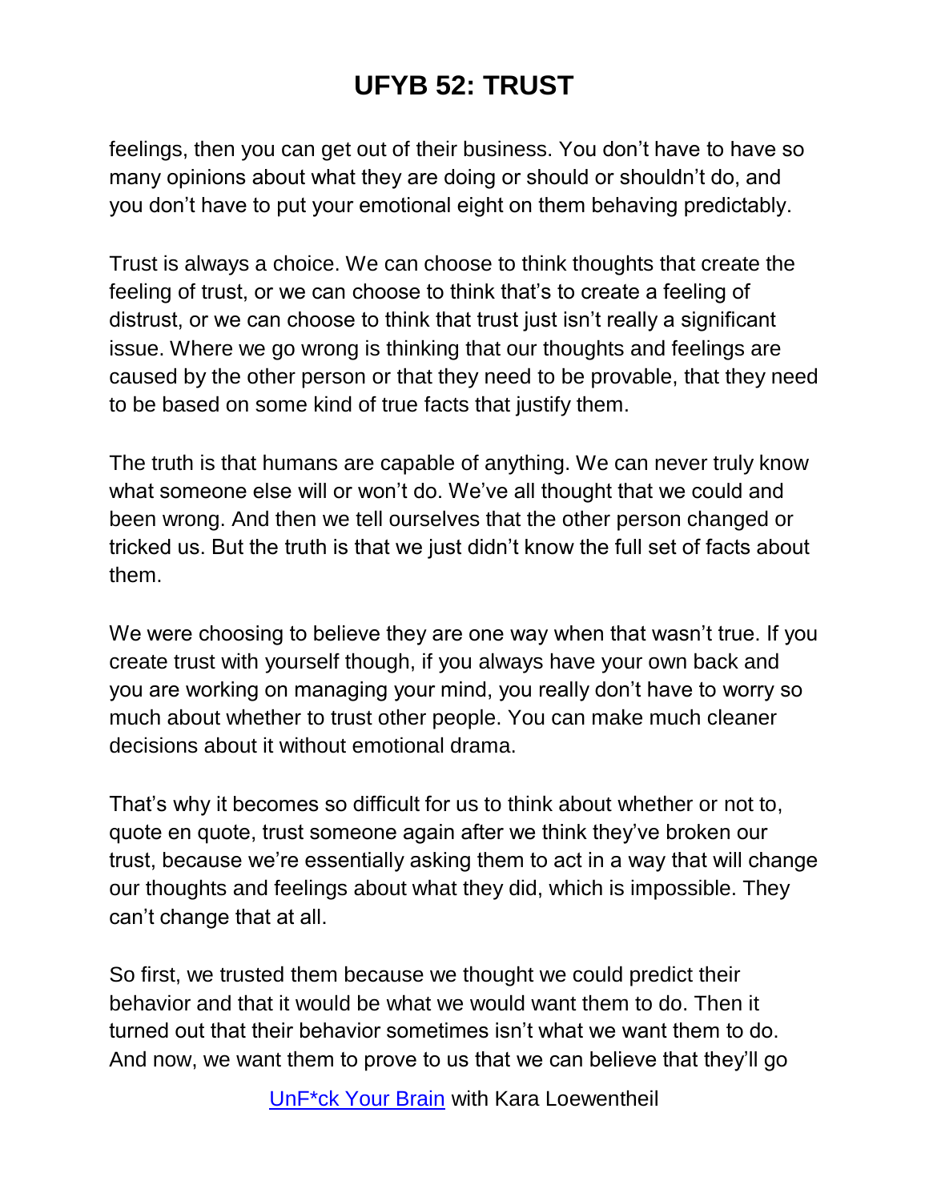feelings, then you can get out of their business. You don't have to have so many opinions about what they are doing or should or shouldn't do, and you don't have to put your emotional eight on them behaving predictably.

Trust is always a choice. We can choose to think thoughts that create the feeling of trust, or we can choose to think that's to create a feeling of distrust, or we can choose to think that trust just isn't really a significant issue. Where we go wrong is thinking that our thoughts and feelings are caused by the other person or that they need to be provable, that they need to be based on some kind of true facts that justify them.

The truth is that humans are capable of anything. We can never truly know what someone else will or won't do. We've all thought that we could and been wrong. And then we tell ourselves that the other person changed or tricked us. But the truth is that we just didn't know the full set of facts about them.

We were choosing to believe they are one way when that wasn't true. If you create trust with yourself though, if you always have your own back and you are working on managing your mind, you really don't have to worry so much about whether to trust other people. You can make much cleaner decisions about it without emotional drama.

That's why it becomes so difficult for us to think about whether or not to, quote en quote, trust someone again after we think they've broken our trust, because we're essentially asking them to act in a way that will change our thoughts and feelings about what they did, which is impossible. They can't change that at all.

So first, we trusted them because we thought we could predict their behavior and that it would be what we would want them to do. Then it turned out that their behavior sometimes isn't what we want them to do. And now, we want them to prove to us that we can believe that they'll go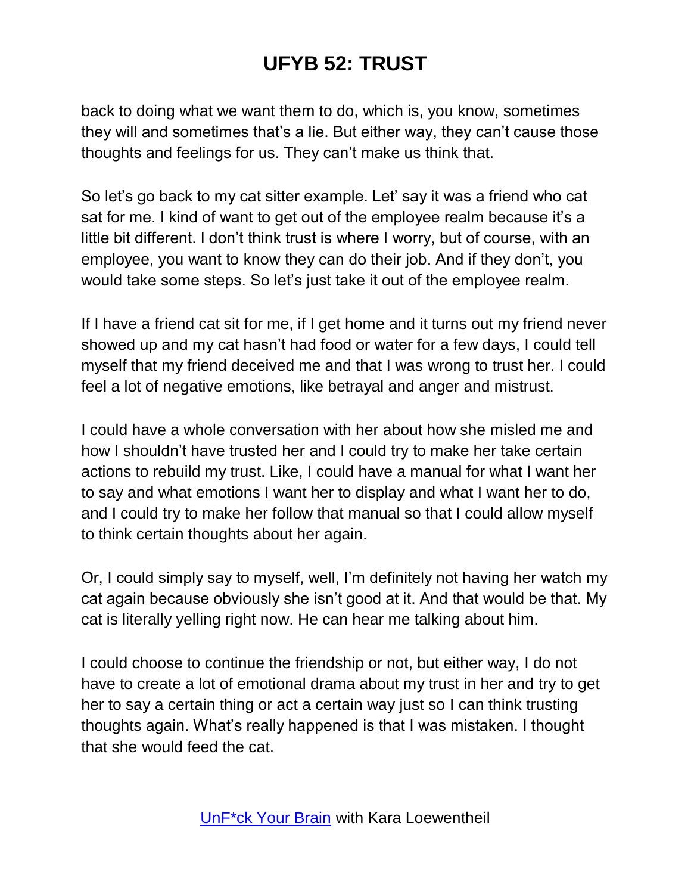back to doing what we want them to do, which is, you know, sometimes they will and sometimes that's a lie. But either way, they can't cause those thoughts and feelings for us. They can't make us think that.

So let's go back to my cat sitter example. Let' say it was a friend who cat sat for me. I kind of want to get out of the employee realm because it's a little bit different. I don't think trust is where I worry, but of course, with an employee, you want to know they can do their job. And if they don't, you would take some steps. So let's just take it out of the employee realm.

If I have a friend cat sit for me, if I get home and it turns out my friend never showed up and my cat hasn't had food or water for a few days, I could tell myself that my friend deceived me and that I was wrong to trust her. I could feel a lot of negative emotions, like betrayal and anger and mistrust.

I could have a whole conversation with her about how she misled me and how I shouldn't have trusted her and I could try to make her take certain actions to rebuild my trust. Like, I could have a manual for what I want her to say and what emotions I want her to display and what I want her to do, and I could try to make her follow that manual so that I could allow myself to think certain thoughts about her again.

Or, I could simply say to myself, well, I'm definitely not having her watch my cat again because obviously she isn't good at it. And that would be that. My cat is literally yelling right now. He can hear me talking about him.

I could choose to continue the friendship or not, but either way, I do not have to create a lot of emotional drama about my trust in her and try to get her to say a certain thing or act a certain way just so I can think trusting thoughts again. What's really happened is that I was mistaken. I thought that she would feed the cat.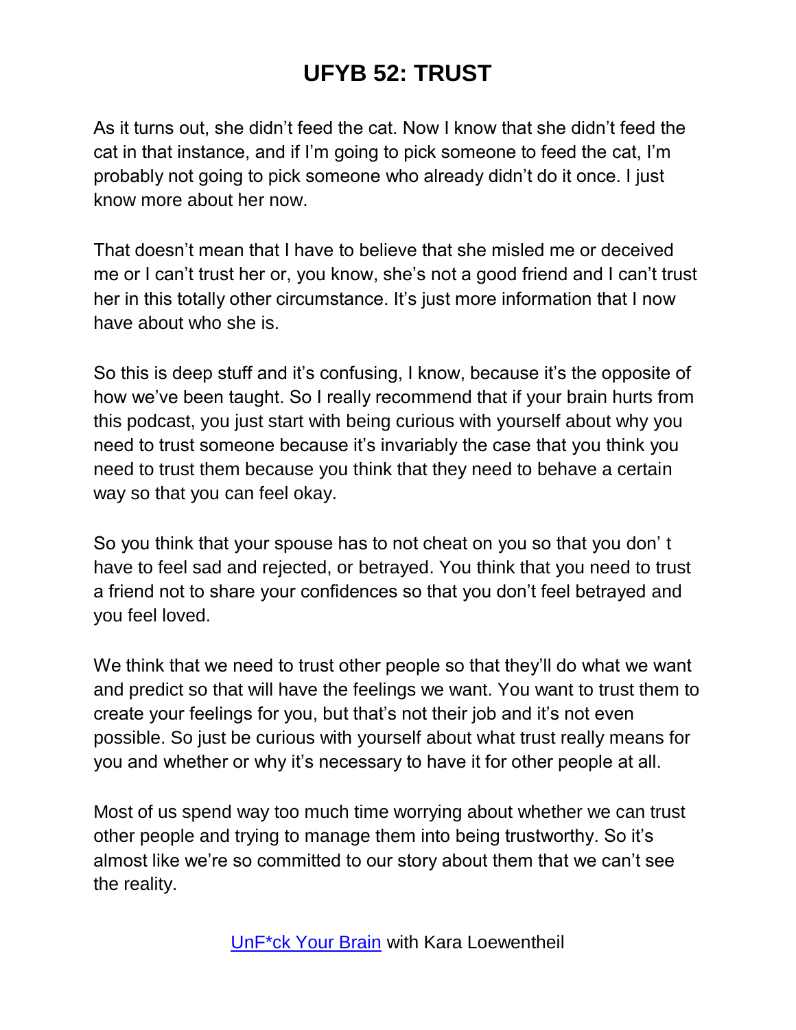As it turns out, she didn't feed the cat. Now I know that she didn't feed the cat in that instance, and if I'm going to pick someone to feed the cat, I'm probably not going to pick someone who already didn't do it once. I just know more about her now.

That doesn't mean that I have to believe that she misled me or deceived me or I can't trust her or, you know, she's not a good friend and I can't trust her in this totally other circumstance. It's just more information that I now have about who she is.

So this is deep stuff and it's confusing, I know, because it's the opposite of how we've been taught. So I really recommend that if your brain hurts from this podcast, you just start with being curious with yourself about why you need to trust someone because it's invariably the case that you think you need to trust them because you think that they need to behave a certain way so that you can feel okay.

So you think that your spouse has to not cheat on you so that you don' t have to feel sad and rejected, or betrayed. You think that you need to trust a friend not to share your confidences so that you don't feel betrayed and you feel loved.

We think that we need to trust other people so that they'll do what we want and predict so that will have the feelings we want. You want to trust them to create your feelings for you, but that's not their job and it's not even possible. So just be curious with yourself about what trust really means for you and whether or why it's necessary to have it for other people at all.

Most of us spend way too much time worrying about whether we can trust other people and trying to manage them into being trustworthy. So it's almost like we're so committed to our story about them that we can't see the reality.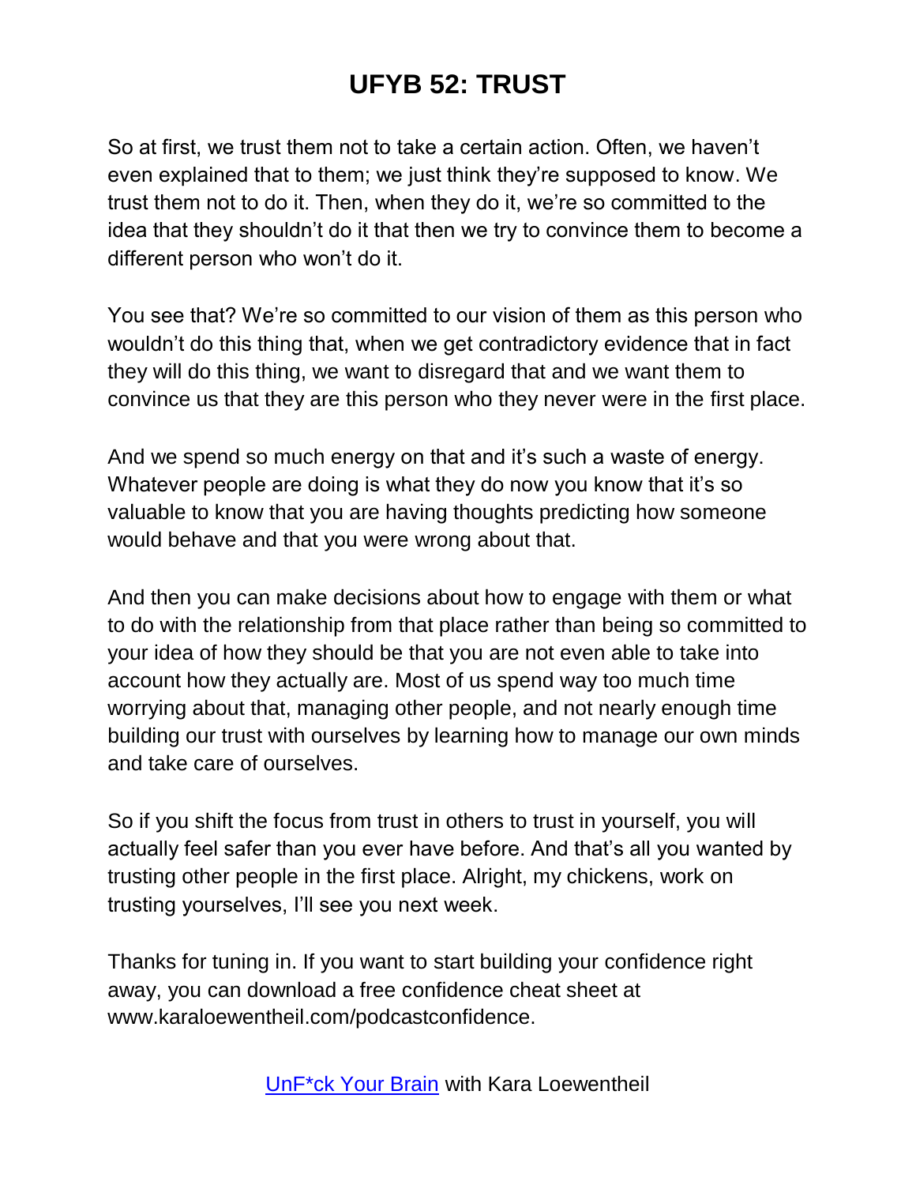So at first, we trust them not to take a certain action. Often, we haven't even explained that to them; we just think they're supposed to know. We trust them not to do it. Then, when they do it, we're so committed to the idea that they shouldn't do it that then we try to convince them to become a different person who won't do it.

You see that? We're so committed to our vision of them as this person who wouldn't do this thing that, when we get contradictory evidence that in fact they will do this thing, we want to disregard that and we want them to convince us that they are this person who they never were in the first place.

And we spend so much energy on that and it's such a waste of energy. Whatever people are doing is what they do now you know that it's so valuable to know that you are having thoughts predicting how someone would behave and that you were wrong about that.

And then you can make decisions about how to engage with them or what to do with the relationship from that place rather than being so committed to your idea of how they should be that you are not even able to take into account how they actually are. Most of us spend way too much time worrying about that, managing other people, and not nearly enough time building our trust with ourselves by learning how to manage our own minds and take care of ourselves.

So if you shift the focus from trust in others to trust in yourself, you will actually feel safer than you ever have before. And that's all you wanted by trusting other people in the first place. Alright, my chickens, work on trusting yourselves, I'll see you next week.

Thanks for tuning in. If you want to start building your confidence right away, you can download a free confidence cheat sheet at www.karaloewentheil.com/podcastconfidence.